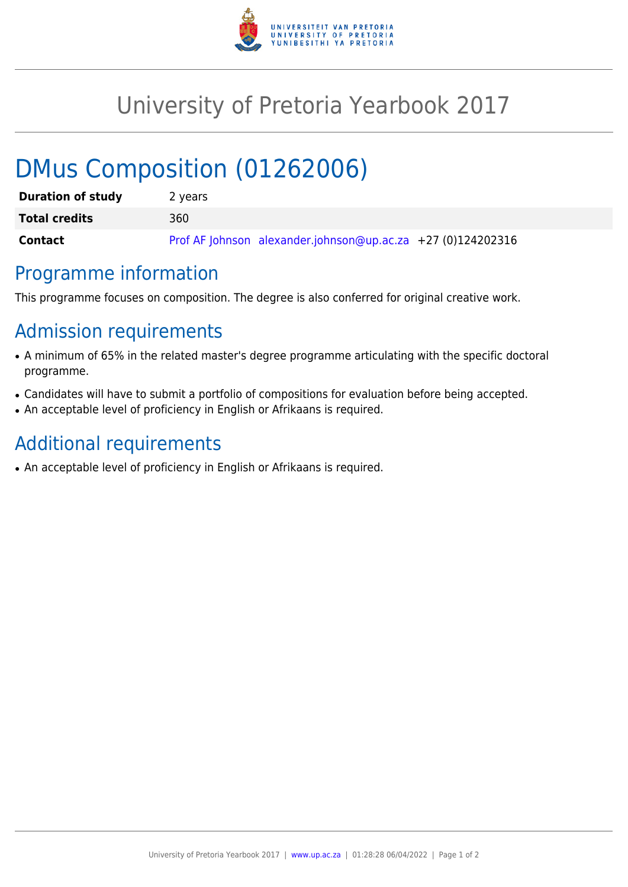# University of Pretoria Yearbook 2017

## DMus Composition (01262006)

| | |
|---|---|
| **Duration of study** | 2 years |
| **Total credits** | 360 |
| **Contact** | Prof AF Johnson alexander.johnson@up.ac.za +27 (0)124202316 |

## Programme information

This programme focuses on composition. The degree is also conferred for original creative work.

## Admission requirements

- A minimum of 65% in the related master's degree programme articulating with the specific doctoral programme.
- Candidates will have to submit a portfolio of compositions for evaluation before being accepted.
- An acceptable level of proficiency in English or Afrikaans is required.

## Additional requirements

- An acceptable level of proficiency in English or Afrikaans is required.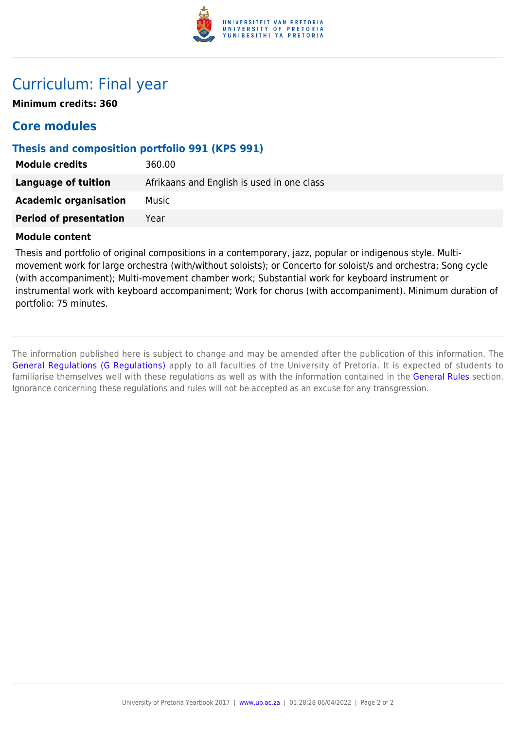# Curriculum: Final year

**Minimum credits: 360**

## Core modules

### Thesis and composition portfolio 991 (KPS 991)

| | |
|---|---|
| **Module credits** | 360.00 |
| **Language of tuition** | Afrikaans and English is used in one class |
| **Academic organisation** | Music |
| **Period of presentation** | Year |

**Module content**

Thesis and portfolio of original compositions in a contemporary, jazz, popular or indigenous style. Multi-movement work for large orchestra (with/without soloists); or Concerto for soloist/s and orchestra; Song cycle (with accompaniment); Multi-movement chamber work; Substantial work for keyboard instrument or instrumental work with keyboard accompaniment; Work for chorus (with accompaniment). Minimum duration of portfolio: 75 minutes.

The information published here is subject to change and may be amended after the publication of this information. The General Regulations (G Regulations) apply to all faculties of the University of Pretoria. It is expected of students to familiarise themselves well with these regulations as well as with the information contained in the General Rules section. Ignorance concerning these regulations and rules will not be accepted as an excuse for any transgression.